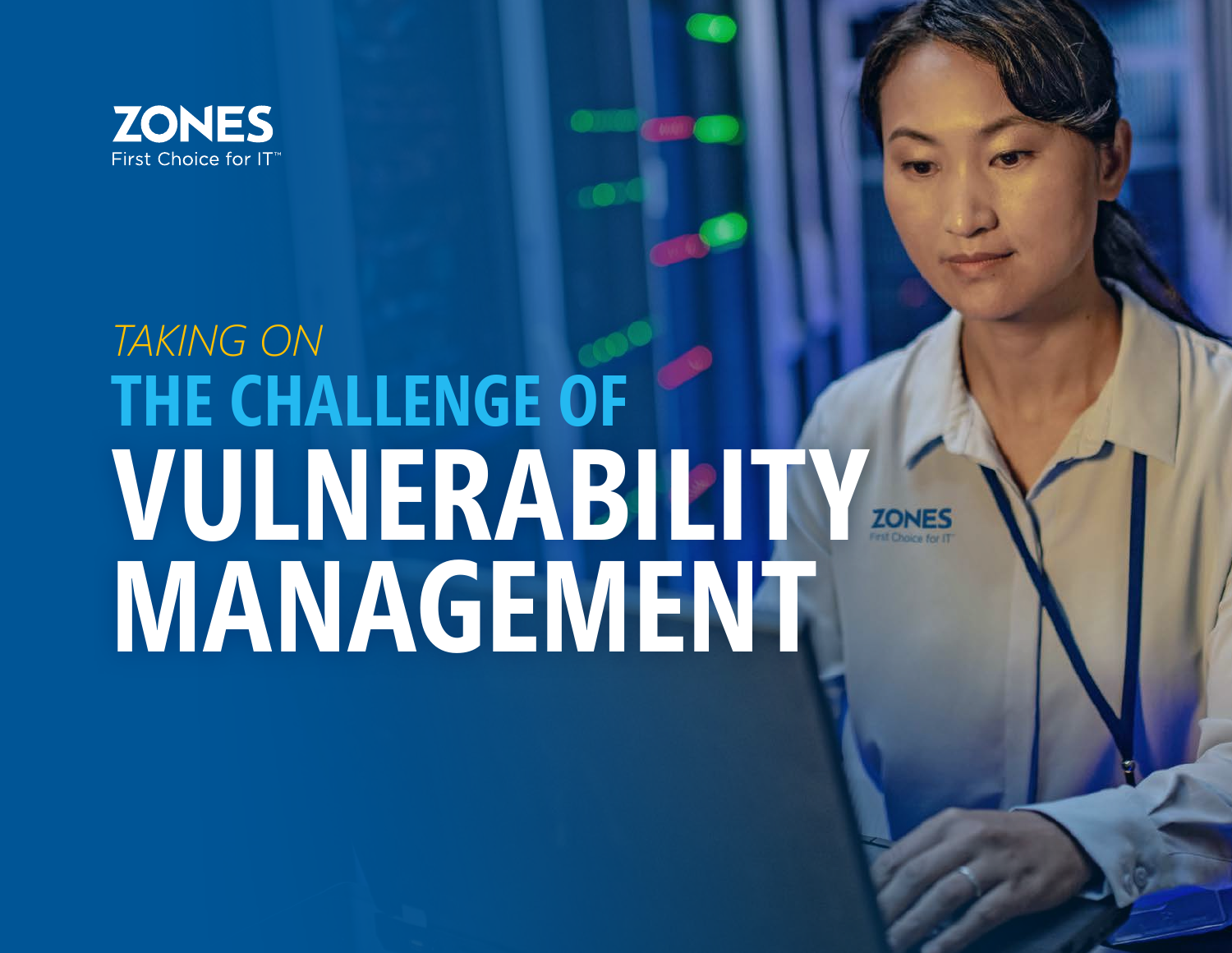ZONES
First Choice for IT™

# *TAKING ON* THE CHALLENGE OF VULNERABILITY MANAGEMENT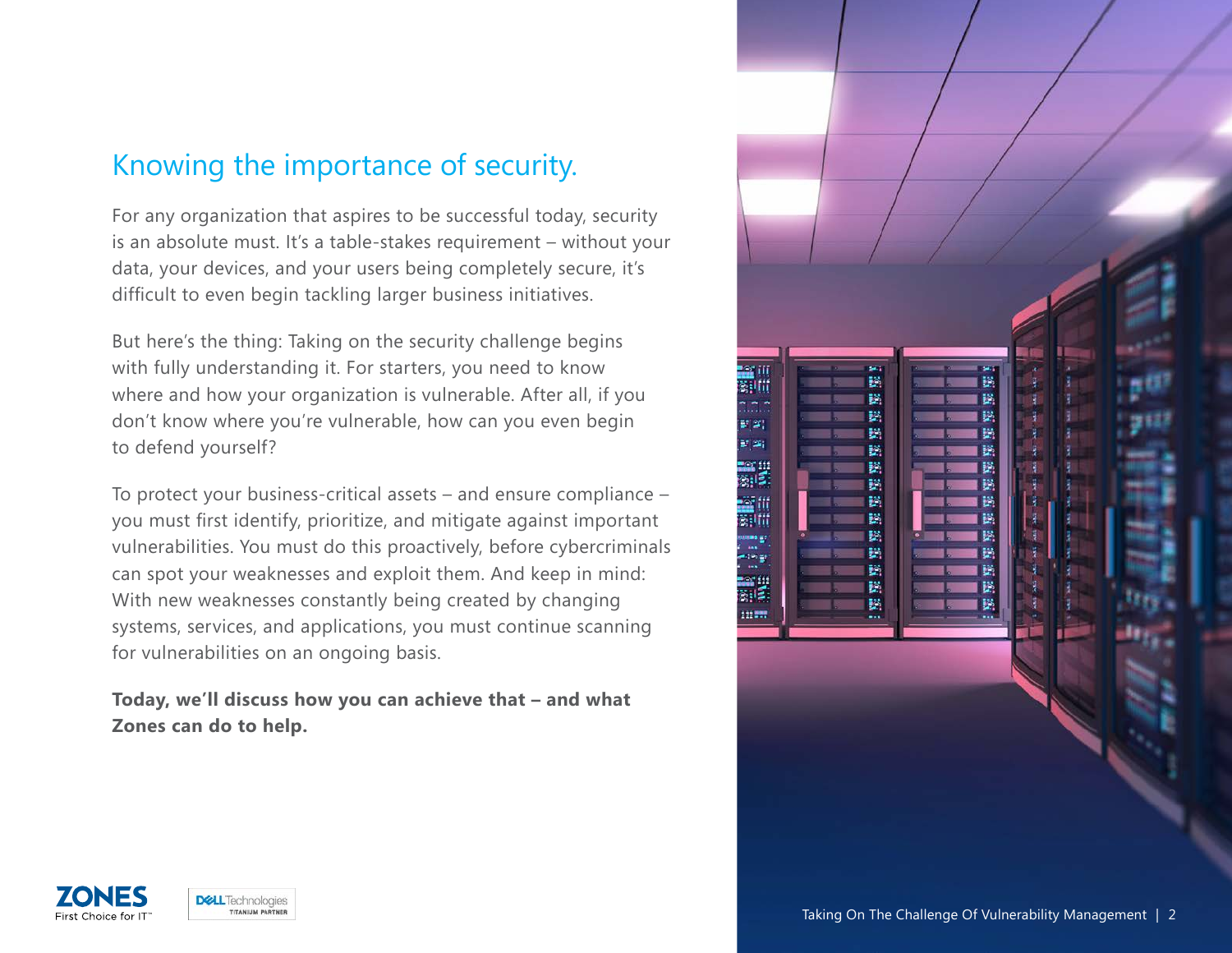## Knowing the importance of security.

For any organization that aspires to be successful today, security is an absolute must. It's a table-stakes requirement – without your data, your devices, and your users being completely secure, it's difficult to even begin tackling larger business initiatives.

But here's the thing: Taking on the security challenge begins with fully understanding it. For starters, you need to know where and how your organization is vulnerable. After all, if you don't know where you're vulnerable, how can you even begin to defend yourself?

To protect your business-critical assets – and ensure compliance – you must first identify, prioritize, and mitigate against important vulnerabilities. You must do this proactively, before cybercriminals can spot your weaknesses and exploit them. And keep in mind: With new weaknesses constantly being created by changing systems, services, and applications, you must continue scanning for vulnerabilities on an ongoing basis.

**Today, we'll discuss how you can achieve that – and what Zones can do to help.**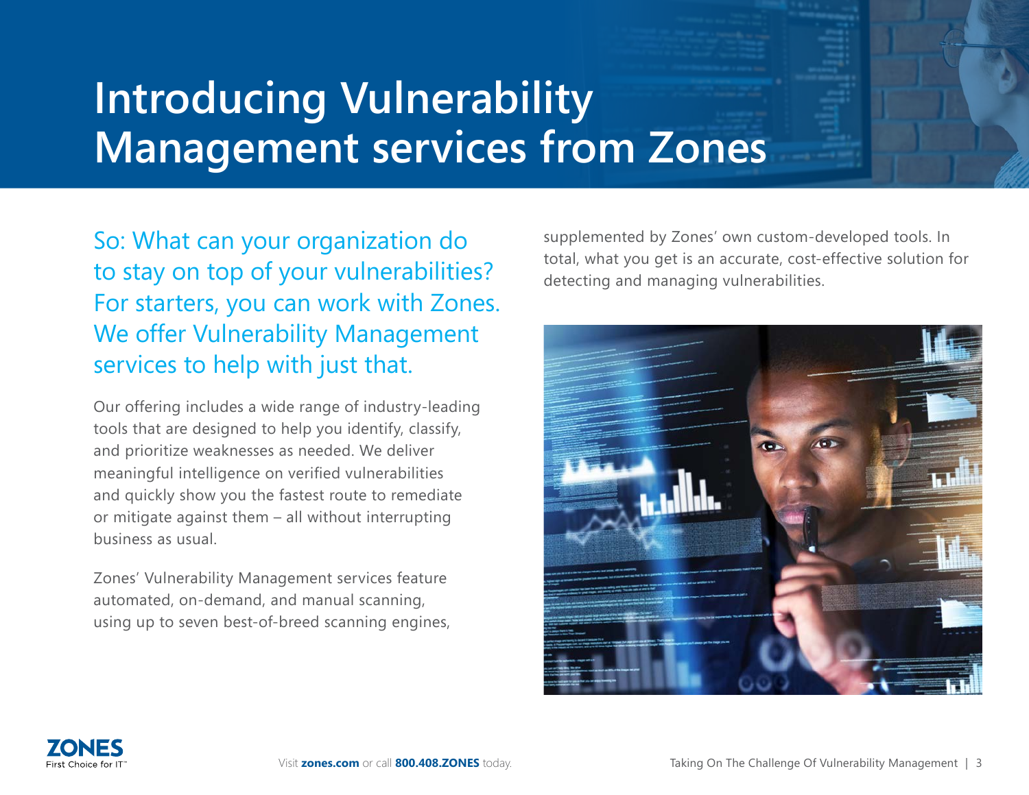# Introducing Vulnerability Management services from Zones

So: What can your organization do to stay on top of your vulnerabilities? For starters, you can work with Zones. We offer Vulnerability Management services to help with just that.

Our offering includes a wide range of industry-leading tools that are designed to help you identify, classify, and prioritize weaknesses as needed. We deliver meaningful intelligence on verified vulnerabilities and quickly show you the fastest route to remediate or mitigate against them – all without interrupting business as usual.

Zones' Vulnerability Management services feature automated, on-demand, and manual scanning, using up to seven best-of-breed scanning engines, supplemented by Zones' own custom-developed tools. In total, what you get is an accurate, cost-effective solution for detecting and managing vulnerabilities.

Visit **zones.com** or call **800.408.ZONES** today.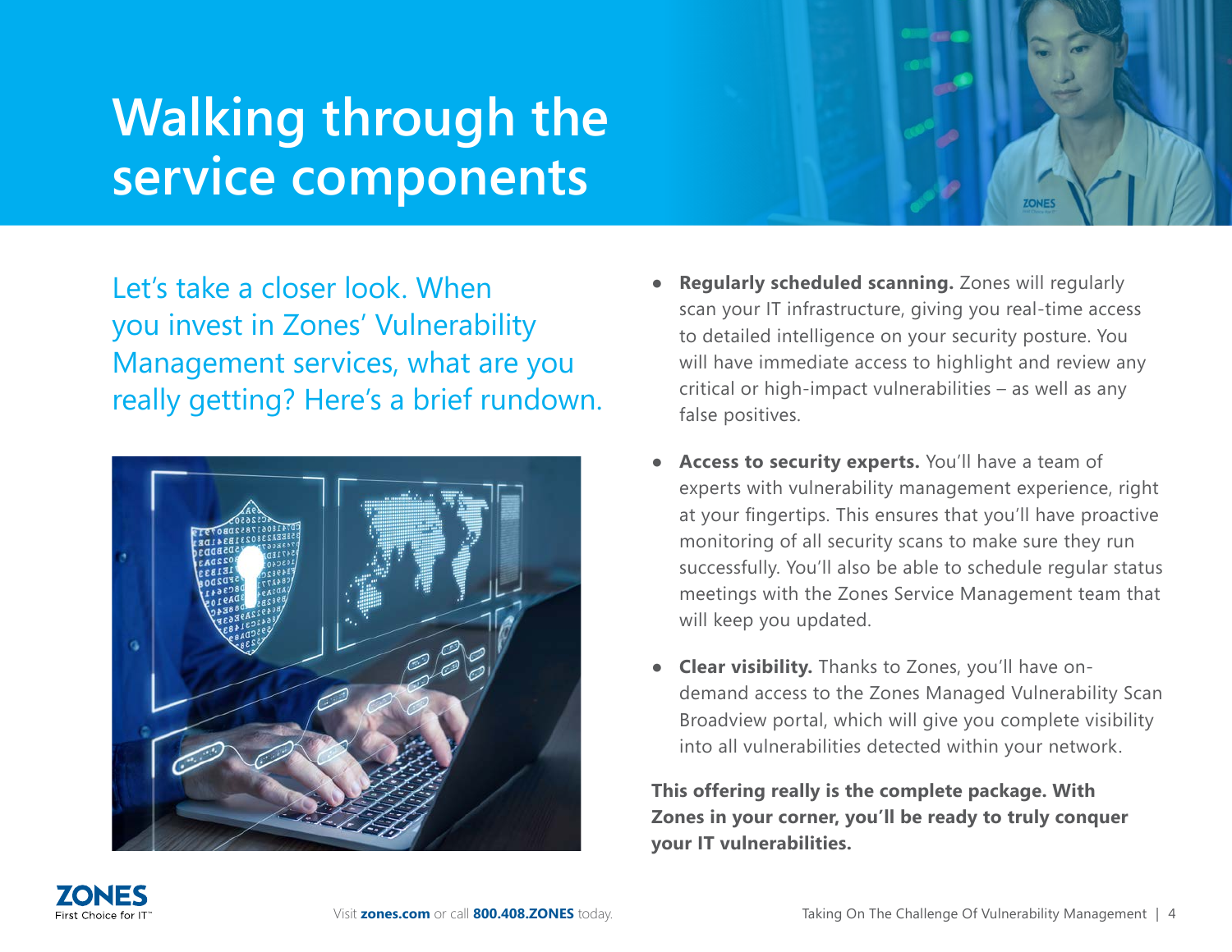# Walking through the service components

Let's take a closer look. When you invest in Zones' Vulnerability Management services, what are you really getting? Here's a brief rundown.

- **Regularly scheduled scanning.** Zones will regularly scan your IT infrastructure, giving you real-time access to detailed intelligence on your security posture. You will have immediate access to highlight and review any critical or high-impact vulnerabilities – as well as any false positives.
- **Access to security experts.** You'll have a team of experts with vulnerability management experience, right at your fingertips. This ensures that you'll have proactive monitoring of all security scans to make sure they run successfully. You'll also be able to schedule regular status meetings with the Zones Service Management team that will keep you updated.
- **Clear visibility.** Thanks to Zones, you'll have on-demand access to the Zones Managed Vulnerability Scan Broadview portal, which will give you complete visibility into all vulnerabilities detected within your network.

**This offering really is the complete package. With Zones in your corner, you'll be ready to truly conquer your IT vulnerabilities.**

Visit **zones.com** or call **800.408.ZONES** today.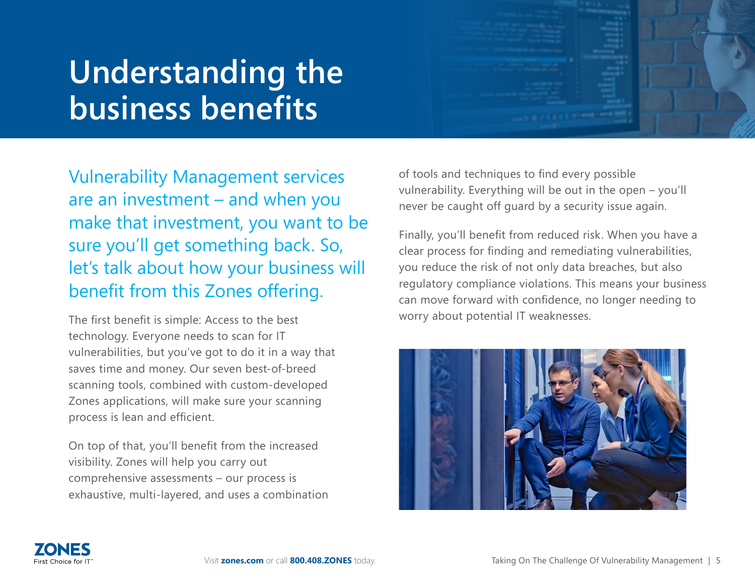# Understanding the business benefits

Vulnerability Management services are an investment – and when you make that investment, you want to be sure you'll get something back. So, let's talk about how your business will benefit from this Zones offering.

The first benefit is simple: Access to the best technology. Everyone needs to scan for IT vulnerabilities, but you've got to do it in a way that saves time and money. Our seven best-of-breed scanning tools, combined with custom-developed Zones applications, will make sure your scanning process is lean and efficient.

On top of that, you'll benefit from the increased visibility. Zones will help you carry out comprehensive assessments – our process is exhaustive, multi-layered, and uses a combination of tools and techniques to find every possible vulnerability. Everything will be out in the open – you'll never be caught off guard by a security issue again.

Finally, you'll benefit from reduced risk. When you have a clear process for finding and remediating vulnerabilities, you reduce the risk of not only data breaches, but also regulatory compliance violations. This means your business can move forward with confidence, no longer needing to worry about potential IT weaknesses.

Visit **zones.com** or call **800.408.ZONES** today.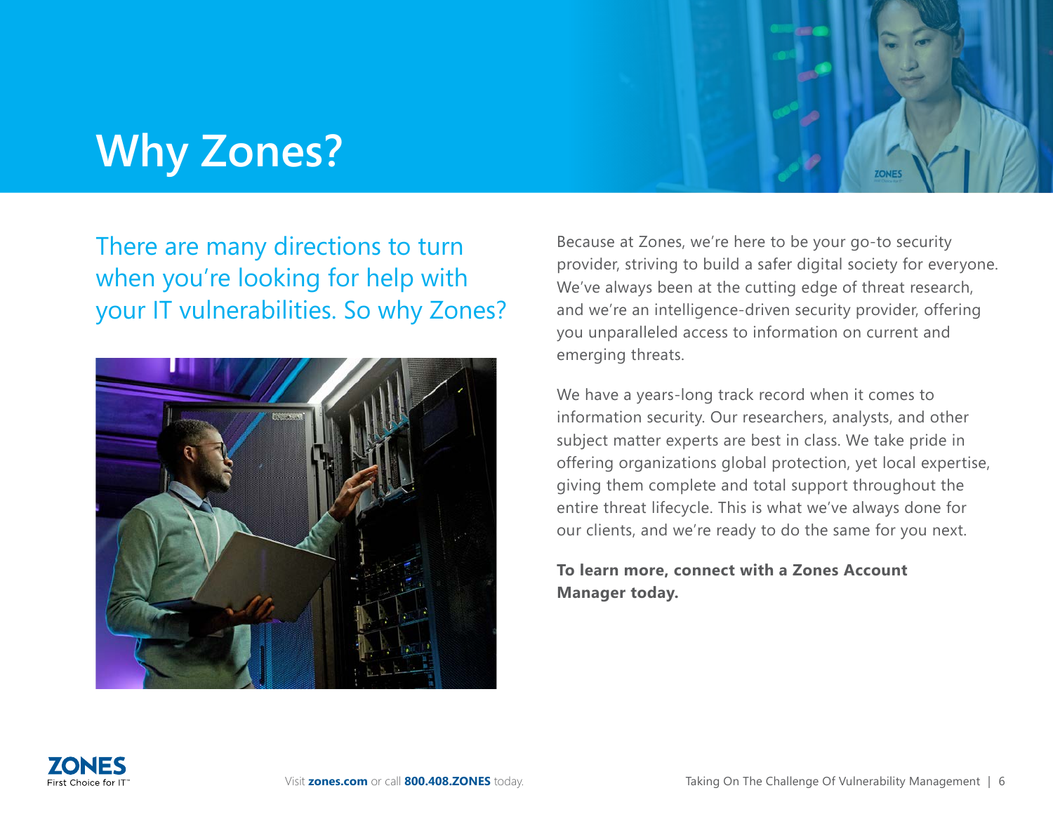# Why Zones?

There are many directions to turn when you're looking for help with your IT vulnerabilities. So why Zones?

Because at Zones, we're here to be your go-to security provider, striving to build a safer digital society for everyone. We've always been at the cutting edge of threat research, and we're an intelligence-driven security provider, offering you unparalleled access to information on current and emerging threats.

We have a years-long track record when it comes to information security. Our researchers, analysts, and other subject matter experts are best in class. We take pride in offering organizations global protection, yet local expertise, giving them complete and total support throughout the entire threat lifecycle. This is what we've always done for our clients, and we're ready to do the same for you next.

**To learn more, connect with a Zones Account Manager today.**

Visit **zones.com** or call **800.408.ZONES** today.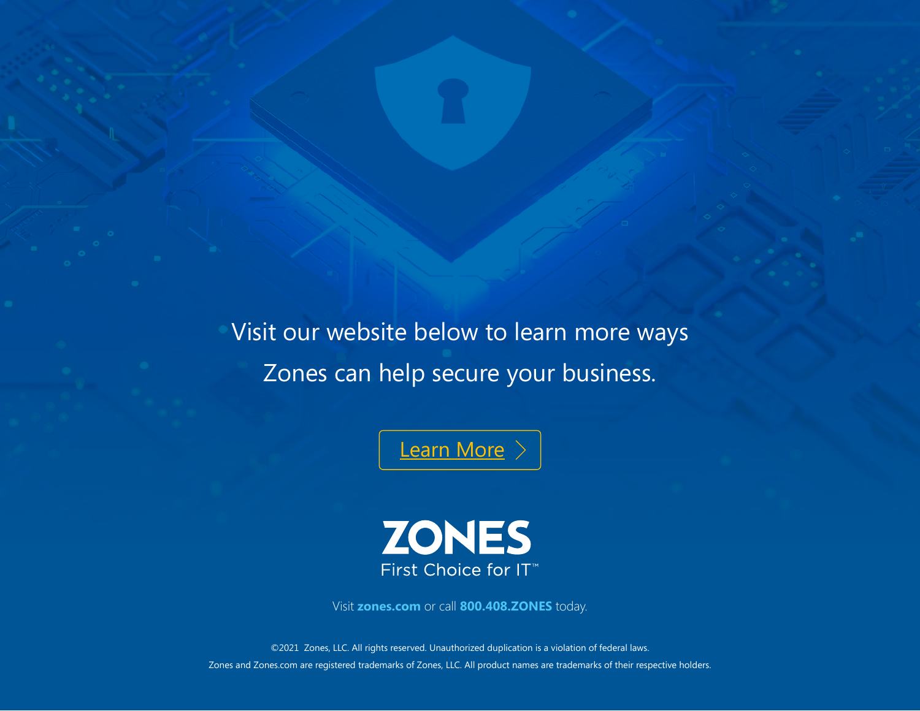Visit our website below to learn more ways Zones can help secure your business.

Learn More >

ZONES

First Choice for IT™

Visit **zones.com** or call **800.408.ZONES** today.

©2021 Zones, LLC. All rights reserved. Unauthorized duplication is a violation of federal laws.

Zones and Zones.com are registered trademarks of Zones, LLC. All product names are trademarks of their respective holders.